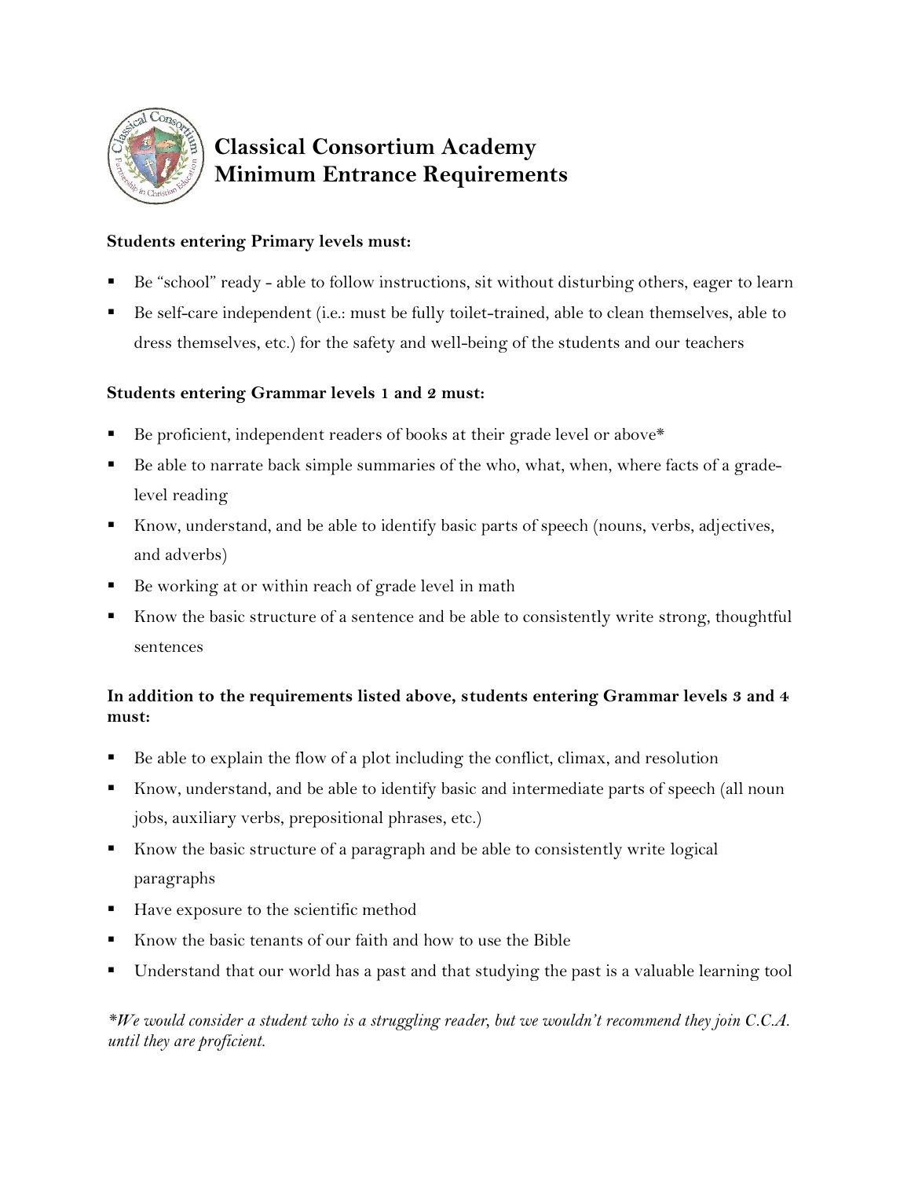# Classical Consortium Academy
# Minimum Entrance Requirements

**Students entering Primary levels must:**

- Be "school" ready - able to follow instructions, sit without disturbing others, eager to learn
- Be self-care independent (i.e.: must be fully toilet-trained, able to clean themselves, able to dress themselves, etc.) for the safety and well-being of the students and our teachers

**Students entering Grammar levels 1 and 2 must:**

- Be proficient, independent readers of books at their grade level or above*
- Be able to narrate back simple summaries of the who, what, when, where facts of a grade-level reading
- Know, understand, and be able to identify basic parts of speech (nouns, verbs, adjectives, and adverbs)
- Be working at or within reach of grade level in math
- Know the basic structure of a sentence and be able to consistently write strong, thoughtful sentences

**In addition to the requirements listed above, students entering Grammar levels 3 and 4 must:**

- Be able to explain the flow of a plot including the conflict, climax, and resolution
- Know, understand, and be able to identify basic and intermediate parts of speech (all noun jobs, auxiliary verbs, prepositional phrases, etc.)
- Know the basic structure of a paragraph and be able to consistently write logical paragraphs
- Have exposure to the scientific method
- Know the basic tenants of our faith and how to use the Bible
- Understand that our world has a past and that studying the past is a valuable learning tool

*\*We would consider a student who is a struggling reader, but we wouldn't recommend they join C.C.A. until they are proficient.*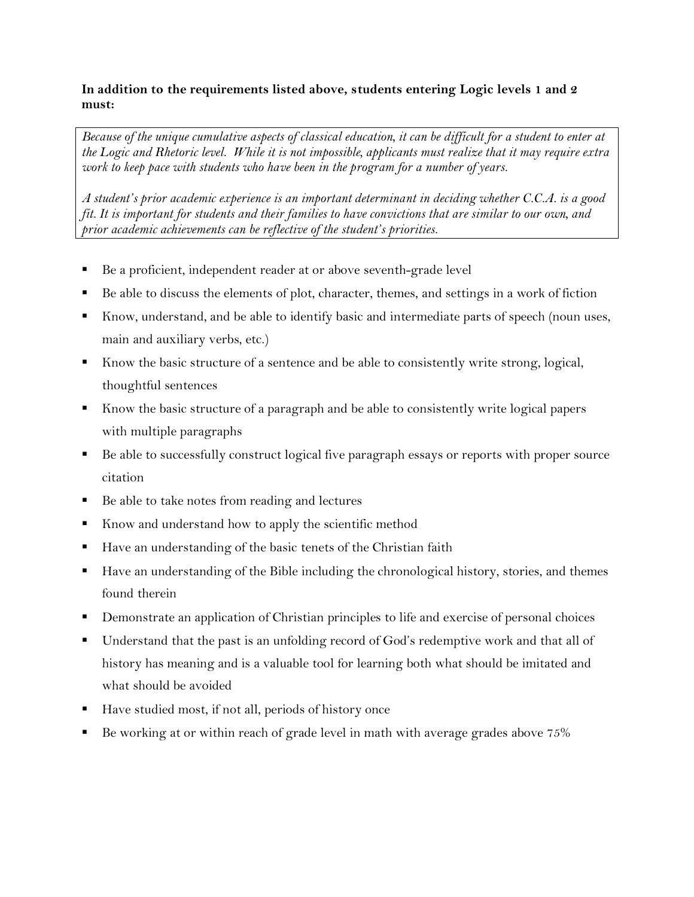**In addition to the requirements listed above, students entering Logic levels 1 and 2 must:**

> *Because of the unique cumulative aspects of classical education, it can be difficult for a student to enter at the Logic and Rhetoric level. While it is not impossible, applicants must realize that it may require extra work to keep pace with students who have been in the program for a number of years.*
>
> *A student's prior academic experience is an important determinant in deciding whether C.C.A. is a good fit. It is important for students and their families to have convictions that are similar to our own, and prior academic achievements can be reflective of the student's priorities.*

- Be a proficient, independent reader at or above seventh-grade level
- Be able to discuss the elements of plot, character, themes, and settings in a work of fiction
- Know, understand, and be able to identify basic and intermediate parts of speech (noun uses, main and auxiliary verbs, etc.)
- Know the basic structure of a sentence and be able to consistently write strong, logical, thoughtful sentences
- Know the basic structure of a paragraph and be able to consistently write logical papers with multiple paragraphs
- Be able to successfully construct logical five paragraph essays or reports with proper source citation
- Be able to take notes from reading and lectures
- Know and understand how to apply the scientific method
- Have an understanding of the basic tenets of the Christian faith
- Have an understanding of the Bible including the chronological history, stories, and themes found therein
- Demonstrate an application of Christian principles to life and exercise of personal choices
- Understand that the past is an unfolding record of God's redemptive work and that all of history has meaning and is a valuable tool for learning both what should be imitated and what should be avoided
- Have studied most, if not all, periods of history once
- Be working at or within reach of grade level in math with average grades above 75%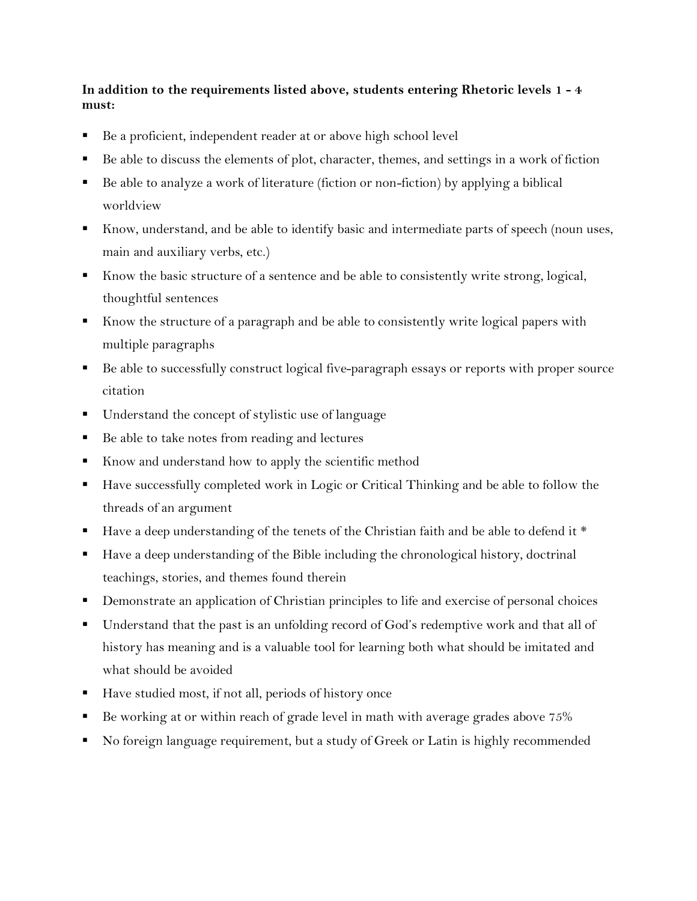**In addition to the requirements listed above, students entering Rhetoric levels 1 - 4 must:**

- Be a proficient, independent reader at or above high school level
- Be able to discuss the elements of plot, character, themes, and settings in a work of fiction
- Be able to analyze a work of literature (fiction or non-fiction) by applying a biblical worldview
- Know, understand, and be able to identify basic and intermediate parts of speech (noun uses, main and auxiliary verbs, etc.)
- Know the basic structure of a sentence and be able to consistently write strong, logical, thoughtful sentences
- Know the structure of a paragraph and be able to consistently write logical papers with multiple paragraphs
- Be able to successfully construct logical five-paragraph essays or reports with proper source citation
- Understand the concept of stylistic use of language
- Be able to take notes from reading and lectures
- Know and understand how to apply the scientific method
- Have successfully completed work in Logic or Critical Thinking and be able to follow the threads of an argument
- Have a deep understanding of the tenets of the Christian faith and be able to defend it *
- Have a deep understanding of the Bible including the chronological history, doctrinal teachings, stories, and themes found therein
- Demonstrate an application of Christian principles to life and exercise of personal choices
- Understand that the past is an unfolding record of God's redemptive work and that all of history has meaning and is a valuable tool for learning both what should be imitated and what should be avoided
- Have studied most, if not all, periods of history once
- Be working at or within reach of grade level in math with average grades above 75%
- No foreign language requirement, but a study of Greek or Latin is highly recommended